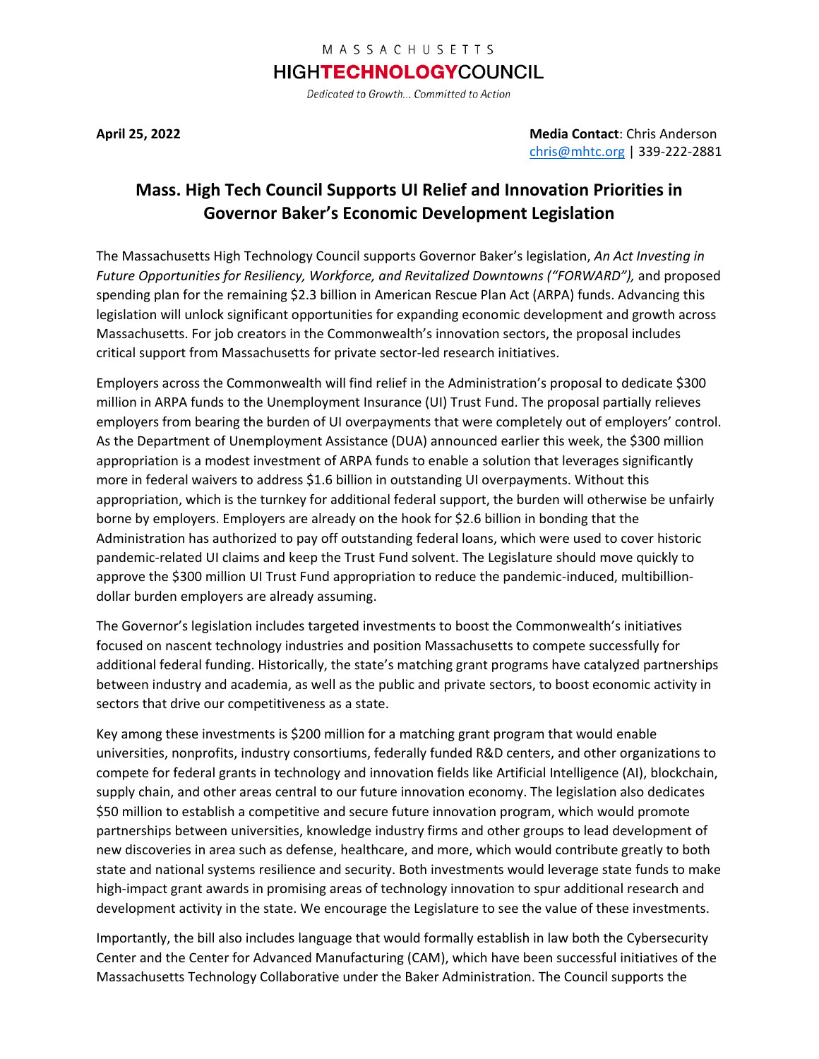MASSACHUSETTS

HIGH**TECHNOLOGY**COUNCIL

*Dedicated to Growth... Committed to Action*

**April 25, 2022**

**Media Contact**: Chris Anderson
chris@mhtc.org | 339-222-2881

## Mass. High Tech Council Supports UI Relief and Innovation Priorities in Governor Baker's Economic Development Legislation

The Massachusetts High Technology Council supports Governor Baker's legislation, *An Act Investing in Future Opportunities for Resiliency, Workforce, and Revitalized Downtowns ("FORWARD"),* and proposed spending plan for the remaining $2.3 billion in American Rescue Plan Act (ARPA) funds. Advancing this legislation will unlock significant opportunities for expanding economic development and growth across Massachusetts. For job creators in the Commonwealth's innovation sectors, the proposal includes critical support from Massachusetts for private sector-led research initiatives.

Employers across the Commonwealth will find relief in the Administration's proposal to dedicate $300 million in ARPA funds to the Unemployment Insurance (UI) Trust Fund. The proposal partially relieves employers from bearing the burden of UI overpayments that were completely out of employers' control. As the Department of Unemployment Assistance (DUA) announced earlier this week, the $300 million appropriation is a modest investment of ARPA funds to enable a solution that leverages significantly more in federal waivers to address $1.6 billion in outstanding UI overpayments. Without this appropriation, which is the turnkey for additional federal support, the burden will otherwise be unfairly borne by employers. Employers are already on the hook for $2.6 billion in bonding that the Administration has authorized to pay off outstanding federal loans, which were used to cover historic pandemic-related UI claims and keep the Trust Fund solvent. The Legislature should move quickly to approve the $300 million UI Trust Fund appropriation to reduce the pandemic-induced, multibillion-dollar burden employers are already assuming.

The Governor's legislation includes targeted investments to boost the Commonwealth's initiatives focused on nascent technology industries and position Massachusetts to compete successfully for additional federal funding. Historically, the state's matching grant programs have catalyzed partnerships between industry and academia, as well as the public and private sectors, to boost economic activity in sectors that drive our competitiveness as a state.

Key among these investments is $200 million for a matching grant program that would enable universities, nonprofits, industry consortiums, federally funded R&D centers, and other organizations to compete for federal grants in technology and innovation fields like Artificial Intelligence (AI), blockchain, supply chain, and other areas central to our future innovation economy. The legislation also dedicates $50 million to establish a competitive and secure future innovation program, which would promote partnerships between universities, knowledge industry firms and other groups to lead development of new discoveries in area such as defense, healthcare, and more, which would contribute greatly to both state and national systems resilience and security. Both investments would leverage state funds to make high-impact grant awards in promising areas of technology innovation to spur additional research and development activity in the state. We encourage the Legislature to see the value of these investments.

Importantly, the bill also includes language that would formally establish in law both the Cybersecurity Center and the Center for Advanced Manufacturing (CAM), which have been successful initiatives of the Massachusetts Technology Collaborative under the Baker Administration. The Council supports the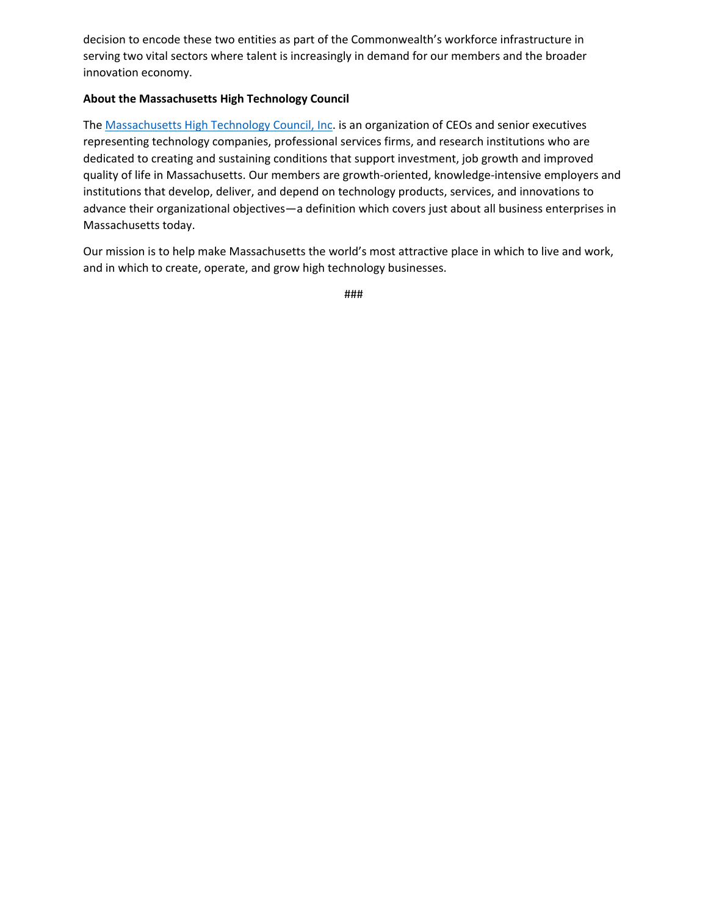decision to encode these two entities as part of the Commonwealth's workforce infrastructure in serving two vital sectors where talent is increasingly in demand for our members and the broader innovation economy.

**About the Massachusetts High Technology Council**

The [Massachusetts High Technology Council, Inc](). is an organization of CEOs and senior executives representing technology companies, professional services firms, and research institutions who are dedicated to creating and sustaining conditions that support investment, job growth and improved quality of life in Massachusetts. Our members are growth-oriented, knowledge-intensive employers and institutions that develop, deliver, and depend on technology products, services, and innovations to advance their organizational objectives—a definition which covers just about all business enterprises in Massachusetts today.

Our mission is to help make Massachusetts the world's most attractive place in which to live and work, and in which to create, operate, and grow high technology businesses.

###